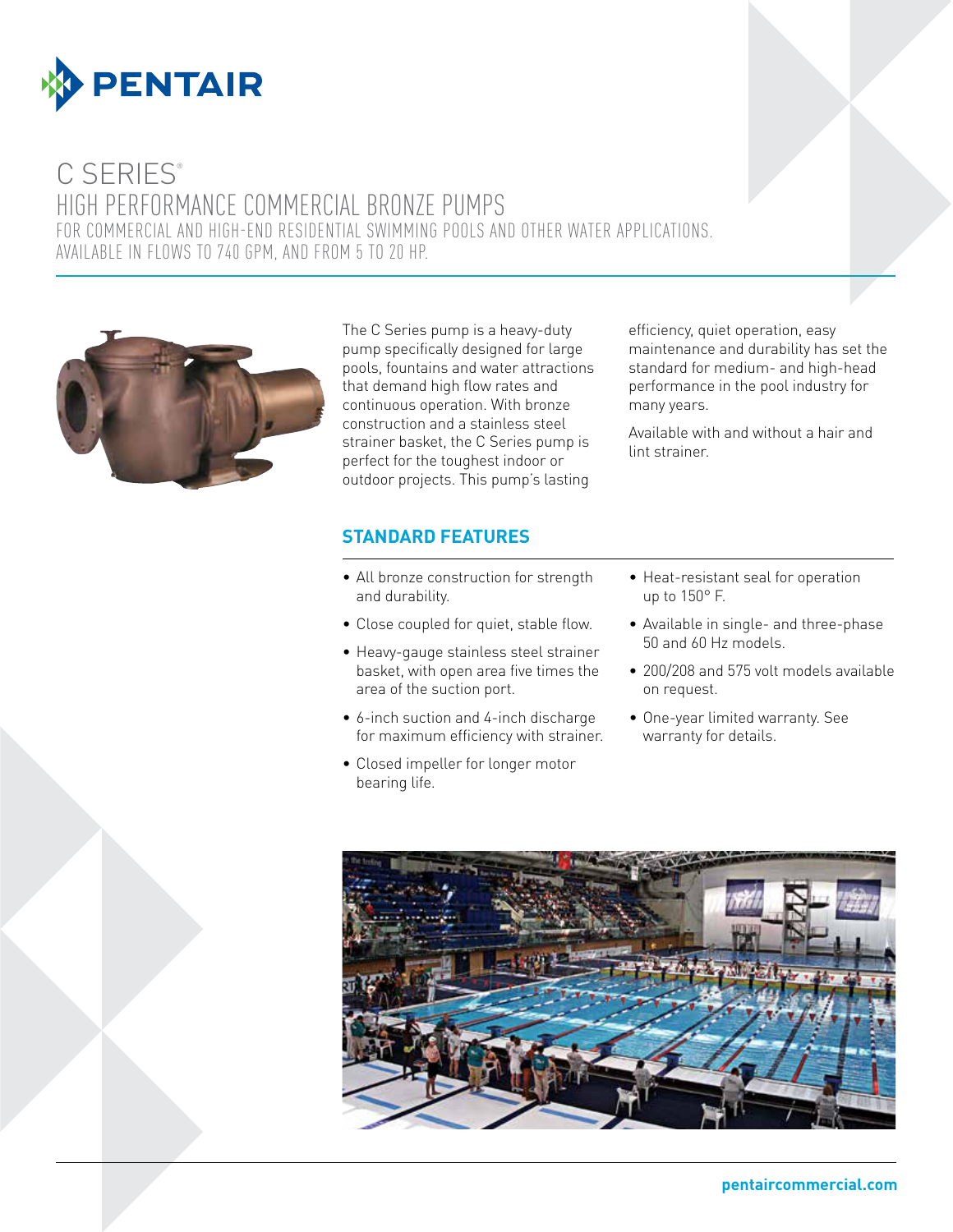# C SERIES®

## HIGH PERFORMANCE COMMERCIAL BRONZE PUMPS

FOR COMMERCIAL AND HIGH-END RESIDENTIAL SWIMMING POOLS AND OTHER WATER APPLICATIONS. AVAILABLE IN FLOWS TO 740 GPM, AND FROM 5 TO 20 HP.

The C Series pump is a heavy-duty pump specifically designed for large pools, fountains and water attractions that demand high flow rates and continuous operation. With bronze construction and a stainless steel strainer basket, the C Series pump is perfect for the toughest indoor or outdoor projects. This pump's lasting efficiency, quiet operation, easy maintenance and durability has set the standard for medium- and high-head performance in the pool industry for many years.

Available with and without a hair and lint strainer.

### STANDARD FEATURES

- All bronze construction for strength and durability.
- Close coupled for quiet, stable flow.
- Heavy-gauge stainless steel strainer basket, with open area five times the area of the suction port.
- 6-inch suction and 4-inch discharge for maximum efficiency with strainer.
- Closed impeller for longer motor bearing life.
- Heat-resistant seal for operation up to 150° F.
- Available in single- and three-phase 50 and 60 Hz models.
- 200/208 and 575 volt models available on request.
- One-year limited warranty. See warranty for details.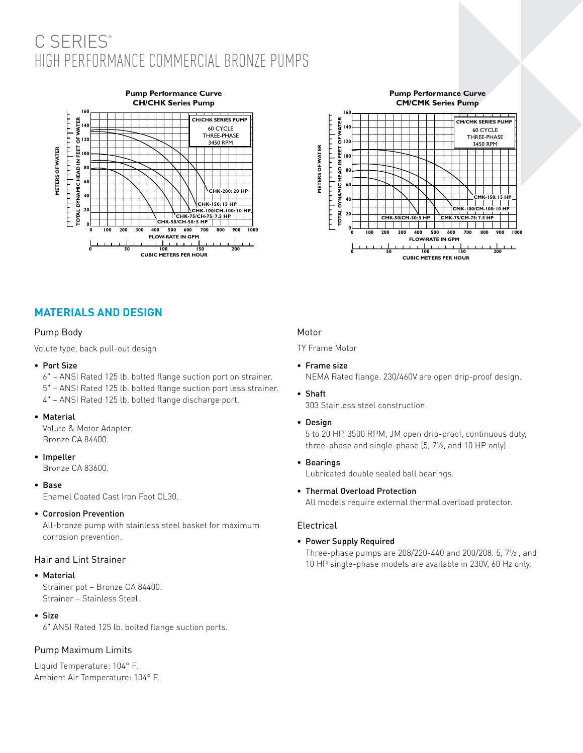# C SERIES®
## HIGH PERFORMANCE COMMERCIAL BRONZE PUMPS

**Pump Performance Curve**
**CH/CHK Series Pump**

CH/CHK SERIES PUMP
60 CYCLE
THREE-PHASE
3450 RPM

CHK-200: 20 HP
CHK-150: 15 HP
CHK-100/CH-100: 10 HP
CHK-75/CH-75: 7.5 HP
CHK-50/CH-50: 5 HP

TOTAL DYNAMIC HEAD IN FEET OF WATER
METERS OF WATER
FLOW-RATE IN GPM
CUBIC METERS PER HOUR

**Pump Performance Curve**
**CM/CMK Series Pump**

CM/CMK SERIES PUMP
60 CYCLE
THREE-PHASE
3450 RPM

CMK-150: 15 HP
CMK-100/CM-100: 10 HP
CMK-50/CM-50: 5 HP
CMK-75/CM-75: 7.5 HP

TOTAL DYNAMIC HEAD IN FEET OF WATER
METERS OF WATER
FLOW-RATE IN GPM
CUBIC METERS PER HOUR

## MATERIALS AND DESIGN

### Pump Body

Volute type, back pull-out design

- **Port Size**
  6" – ANSI Rated 125 lb. bolted flange suction port on strainer.
  5" – ANSI Rated 125 lb. bolted flange suction port less strainer.
  4" – ANSI Rated 125 lb. bolted flange discharge port.
- **Material**
  Volute & Motor Adapter.
  Bronze CA 84400.
- **Impeller**
  Bronze CA 83600.
- **Base**
  Enamel Coated Cast Iron Foot CL30.
- **Corrosion Prevention**
  All-bronze pump with stainless steel basket for maximum corrosion prevention.

### Hair and Lint Strainer

- **Material**
  Strainer pot – Bronze CA 84400.
  Strainer – Stainless Steel.
- **Size**
  6" ANSI Rated 125 lb. bolted flange suction ports.

### Pump Maximum Limits

Liquid Temperature: 104° F.
Ambient Air Temperature: 104° F.

### Motor

TY Frame Motor

- **Frame size**
  NEMA Rated flange. 230/460V are open drip-proof design.
- **Shaft**
  303 Stainless steel construction.
- **Design**
  5 to 20 HP, 3500 RPM, JM open drip-proof, continuous duty, three-phase and single-phase (5, 7½, and 10 HP only).
- **Bearings**
  Lubricated double sealed ball bearings.
- **Thermal Overload Protection**
  All models require external thermal overload protector.

### Electrical

- **Power Supply Required**
  Three-phase pumps are 208/220-440 and 200/208. 5, 7½ , and 10 HP single-phase models are available in 230V, 60 Hz only.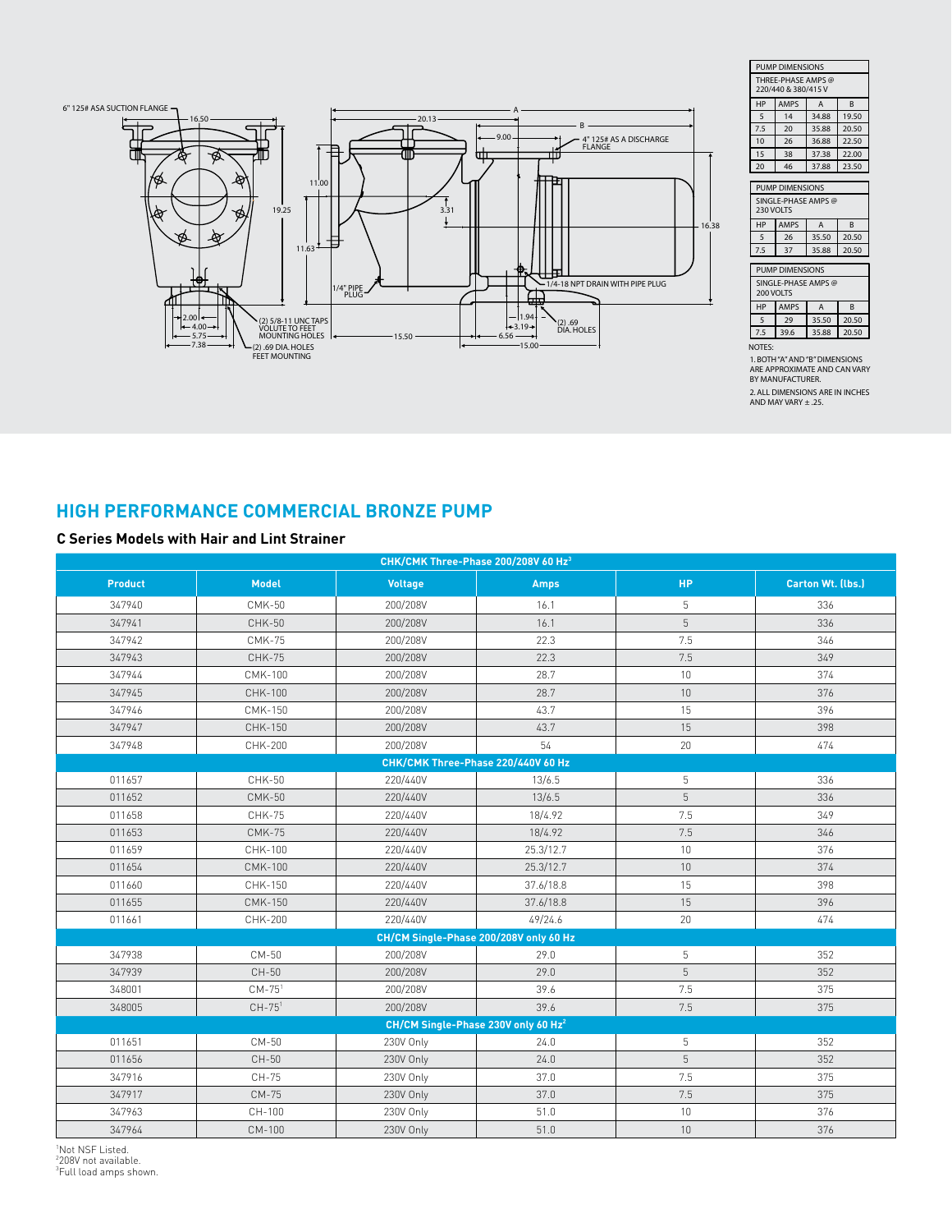6" 125# ASA SUCTION FLANGE

4" 125# AS A DISCHARGE FLANGE

1/4" PIPE PLUG

1/4-18 NPT DRAIN WITH PIPE PLUG

(2) 5/8-11 UNC TAPS VOLUTE TO FEET MOUNTING HOLES

(2) .69 DIA. HOLES FEET MOUNTING

(2) .69 DIA. HOLES

| PUMP DIMENSIONS | | | |
|---|---|---|---|
| THREE-PHASE AMPS @ 220/440 & 380/415 V | | | |
| HP | AMPS | A | B |
| 5 | 14 | 34.88 | 19.50 |
| 7.5 | 20 | 35.88 | 20.50 |
| 10 | 26 | 36.88 | 22.50 |
| 15 | 38 | 37.38 | 22.00 |
| 20 | 46 | 37.88 | 23.50 |

| PUMP DIMENSIONS | | | |
|---|---|---|---|
| SINGLE-PHASE AMPS @ 230 VOLTS | | | |
| HP | AMPS | A | B |
| 5 | 26 | 35.50 | 20.50 |
| 7.5 | 37 | 35.88 | 20.50 |

| PUMP DIMENSIONS | | | |
|---|---|---|---|
| SINGLE-PHASE AMPS @ 200 VOLTS | | | |
| HP | AMPS | A | B |
| 5 | 29 | 35.50 | 20.50 |
| 7.5 | 39.6 | 35.88 | 20.50 |

NOTES:

1. BOTH "A" AND "B" DIMENSIONS ARE APPROXIMATE AND CAN VARY BY MANUFACTURER.

2. ALL DIMENSIONS ARE IN INCHES AND MAY VARY ± .25.

## HIGH PERFORMANCE COMMERCIAL BRONZE PUMP

### C Series Models with Hair and Lint Strainer

| Product | Model | Voltage | Amps | HP | Carton Wt. (lbs.) |
|---|---|---|---|---|---|
| **CHK/CMK Three-Phase 200/208V 60 Hz[3]** | | | | | |
| 347940 | CMK-50 | 200/208V | 16.1 | 5 | 336 |
| 347941 | CHK-50 | 200/208V | 16.1 | 5 | 336 |
| 347942 | CMK-75 | 200/208V | 22.3 | 7.5 | 346 |
| 347943 | CHK-75 | 200/208V | 22.3 | 7.5 | 349 |
| 347944 | CMK-100 | 200/208V | 28.7 | 10 | 374 |
| 347945 | CHK-100 | 200/208V | 28.7 | 10 | 376 |
| 347946 | CMK-150 | 200/208V | 43.7 | 15 | 396 |
| 347947 | CHK-150 | 200/208V | 43.7 | 15 | 398 |
| 347948 | CHK-200 | 200/208V | 54 | 20 | 474 |
| **CHK/CMK Three-Phase 220/440V 60 Hz** | | | | | |
| 011657 | CHK-50 | 220/440V | 13/6.5 | 5 | 336 |
| 011652 | CMK-50 | 220/440V | 13/6.5 | 5 | 336 |
| 011658 | CHK-75 | 220/440V | 18/4.92 | 7.5 | 349 |
| 011653 | CMK-75 | 220/440V | 18/4.92 | 7.5 | 346 |
| 011659 | CHK-100 | 220/440V | 25.3/12.7 | 10 | 376 |
| 011654 | CMK-100 | 220/440V | 25.3/12.7 | 10 | 374 |
| 011660 | CHK-150 | 220/440V | 37.6/18.8 | 15 | 398 |
| 011655 | CMK-150 | 220/440V | 37.6/18.8 | 15 | 396 |
| 011661 | CHK-200 | 220/440V | 49/24.6 | 20 | 474 |
| **CH/CM Single-Phase 200/208V only 60 Hz** | | | | | |
| 347938 | CM-50 | 200/208V | 29.0 | 5 | 352 |
| 347939 | CH-50 | 200/208V | 29.0 | 5 | 352 |
| 348001 | CM-75[1] | 200/208V | 39.6 | 7.5 | 375 |
| 348005 | CH-75[1] | 200/208V | 39.6 | 7.5 | 375 |
| **CH/CM Single-Phase 230V only 60 Hz[2]** | | | | | |
| 011651 | CM-50 | 230V Only | 24.0 | 5 | 352 |
| 011656 | CH-50 | 230V Only | 24.0 | 5 | 352 |
| 347916 | CH-75 | 230V Only | 37.0 | 7.5 | 375 |
| 347917 | CM-75 | 230V Only | 37.0 | 7.5 | 375 |
| 347963 | CH-100 | 230V Only | 51.0 | 10 | 376 |
| 347964 | CM-100 | 230V Only | 51.0 | 10 | 376 |

[1]Not NSF Listed.
[2]208V not available.
[3]Full load amps shown.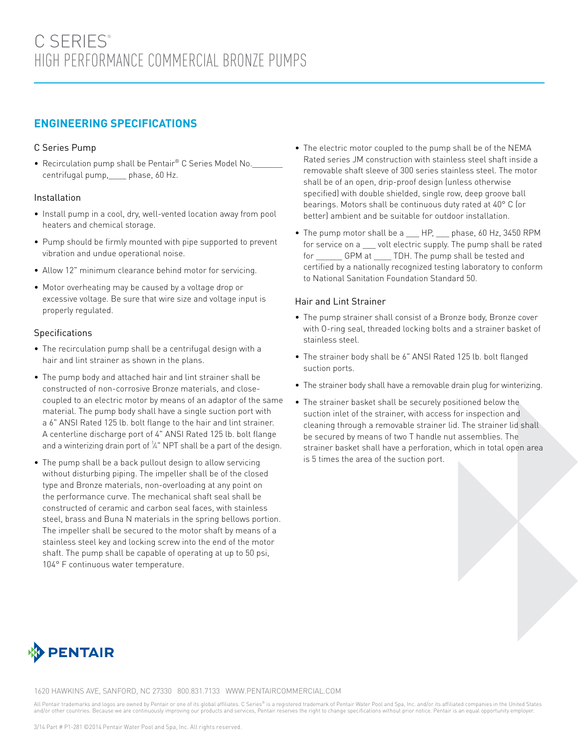# C SERIES®
# HIGH PERFORMANCE COMMERCIAL BRONZE PUMPS

## ENGINEERING SPECIFICATIONS

### C Series Pump

- Recirculation pump shall be Pentair® C Series Model No.________ centrifugal pump,_____ phase, 60 Hz.

### Installation

- Install pump in a cool, dry, well-vented location away from pool heaters and chemical storage.
- Pump should be firmly mounted with pipe supported to prevent vibration and undue operational noise.
- Allow 12" minimum clearance behind motor for servicing.
- Motor overheating may be caused by a voltage drop or excessive voltage. Be sure that wire size and voltage input is properly regulated.

### Specifications

- The recirculation pump shall be a centrifugal design with a hair and lint strainer as shown in the plans.
- The pump body and attached hair and lint strainer shall be constructed of non-corrosive Bronze materials, and close-coupled to an electric motor by means of an adaptor of the same material. The pump body shall have a single suction port with a 6" ANSI Rated 125 lb. bolt flange to the hair and lint strainer. A centerline discharge port of 4" ANSI Rated 125 lb. bolt flange and a winterizing drain port of ¼" NPT shall be a part of the design.
- The pump shall be a back pullout design to allow servicing without disturbing piping. The impeller shall be of the closed type and Bronze materials, non-overloading at any point on the performance curve. The mechanical shaft seal shall be constructed of ceramic and carbon seal faces, with stainless steel, brass and Buna N materials in the spring bellows portion. The impeller shall be secured to the motor shaft by means of a stainless steel key and locking screw into the end of the motor shaft. The pump shall be capable of operating at up to 50 psi, 104° F continuous water temperature.
- The electric motor coupled to the pump shall be of the NEMA Rated series JM construction with stainless steel shaft inside a removable shaft sleeve of 300 series stainless steel. The motor shall be of an open, drip-proof design (unless otherwise specified) with double shielded, single row, deep groove ball bearings. Motors shall be continuous duty rated at 40° C (or better) ambient and be suitable for outdoor installation.
- The pump motor shall be a ___ HP, ___ phase, 60 Hz, 3450 RPM for service on a ___ volt electric supply. The pump shall be rated for ______ GPM at ____ TDH. The pump shall be tested and certified by a nationally recognized testing laboratory to conform to National Sanitation Foundation Standard 50.

### Hair and Lint Strainer

- The pump strainer shall consist of a Bronze body, Bronze cover with O-ring seal, threaded locking bolts and a strainer basket of stainless steel.
- The strainer body shall be 6" ANSI Rated 125 lb. bolt flanged suction ports.
- The strainer body shall have a removable drain plug for winterizing.
- The strainer basket shall be securely positioned below the suction inlet of the strainer, with access for inspection and cleaning through a removable strainer lid. The strainer lid shall be secured by means of two T handle nut assemblies. The strainer basket shall have a perforation, which in total open area is 5 times the area of the suction port.

PENTAIR

1620 HAWKINS AVE, SANFORD, NC 27330 800.831.7133 WWW.PENTAIRCOMMERCIAL.COM

All Pentair trademarks and logos are owned by Pentair or one of its global affiliates. C Series® is a registered trademark of Pentair Water Pool and Spa, Inc. and/or its affiliated companies in the United States and/or other countries. Because we are continuously improving our products and services, Pentair reserves the right to change specifications without prior notice. Pentair is an equal opportunity employer.

3/14 Part # P1-281 ©2014 Pentair Water Pool and Spa, Inc. All rights reserved.